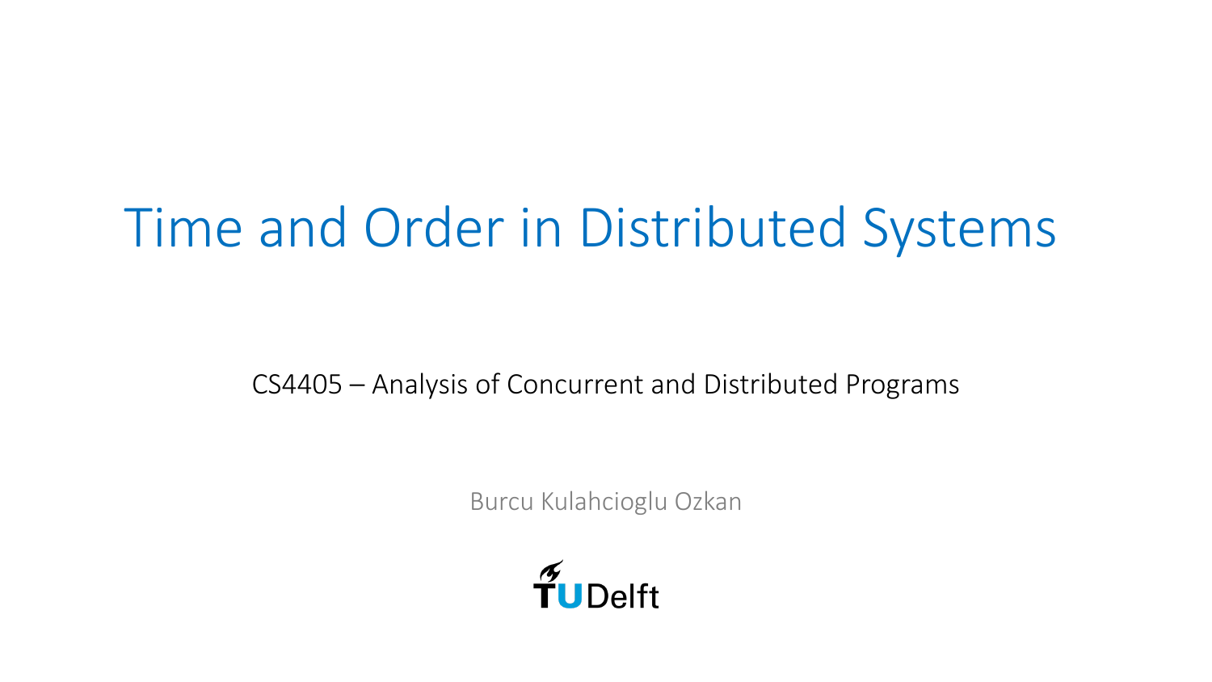# Time and Order in Distributed Systems

CS4405 – Analysis of Concurrent and Distributed Programs

Burcu Kulahcioglu Ozkan

TUDelft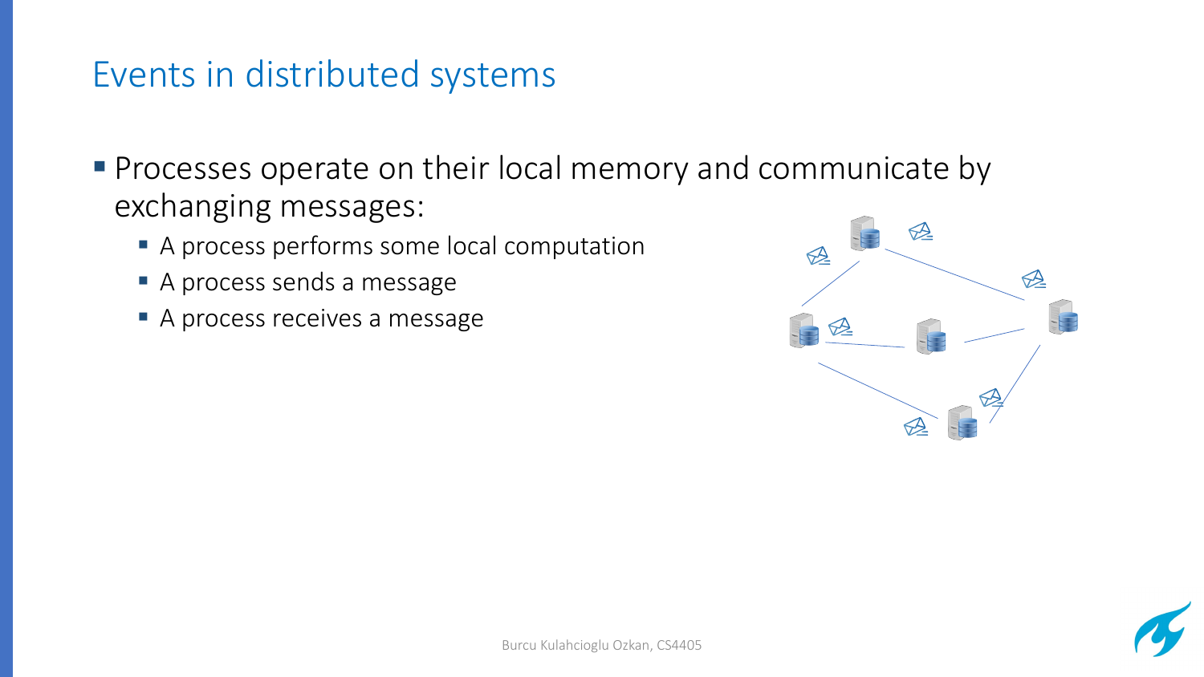# Events in distributed systems

- Processes operate on their local memory and communicate by exchanging messages:
  - A process performs some local computation
  - A process sends a message
  - A process receives a message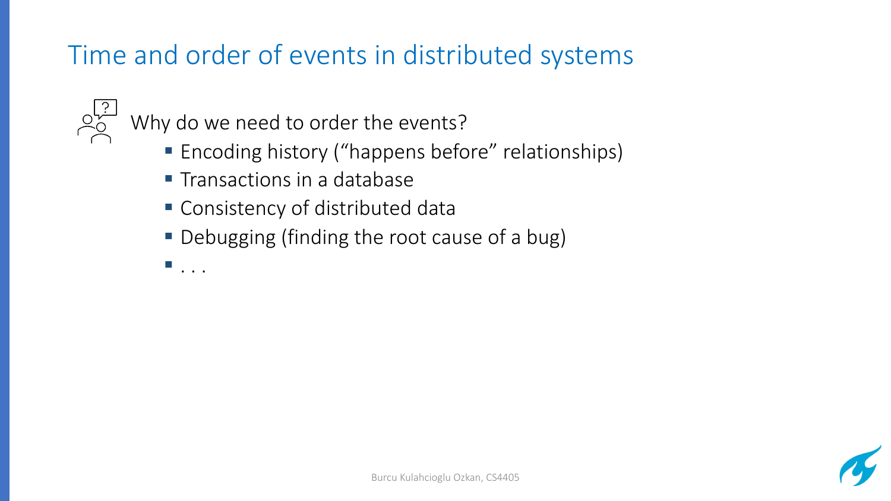# Time and order of events in distributed systems

Why do we need to order the events?

- Encoding history ("happens before" relationships)
- Transactions in a database
- Consistency of distributed data
- Debugging (finding the root cause of a bug)
- . . .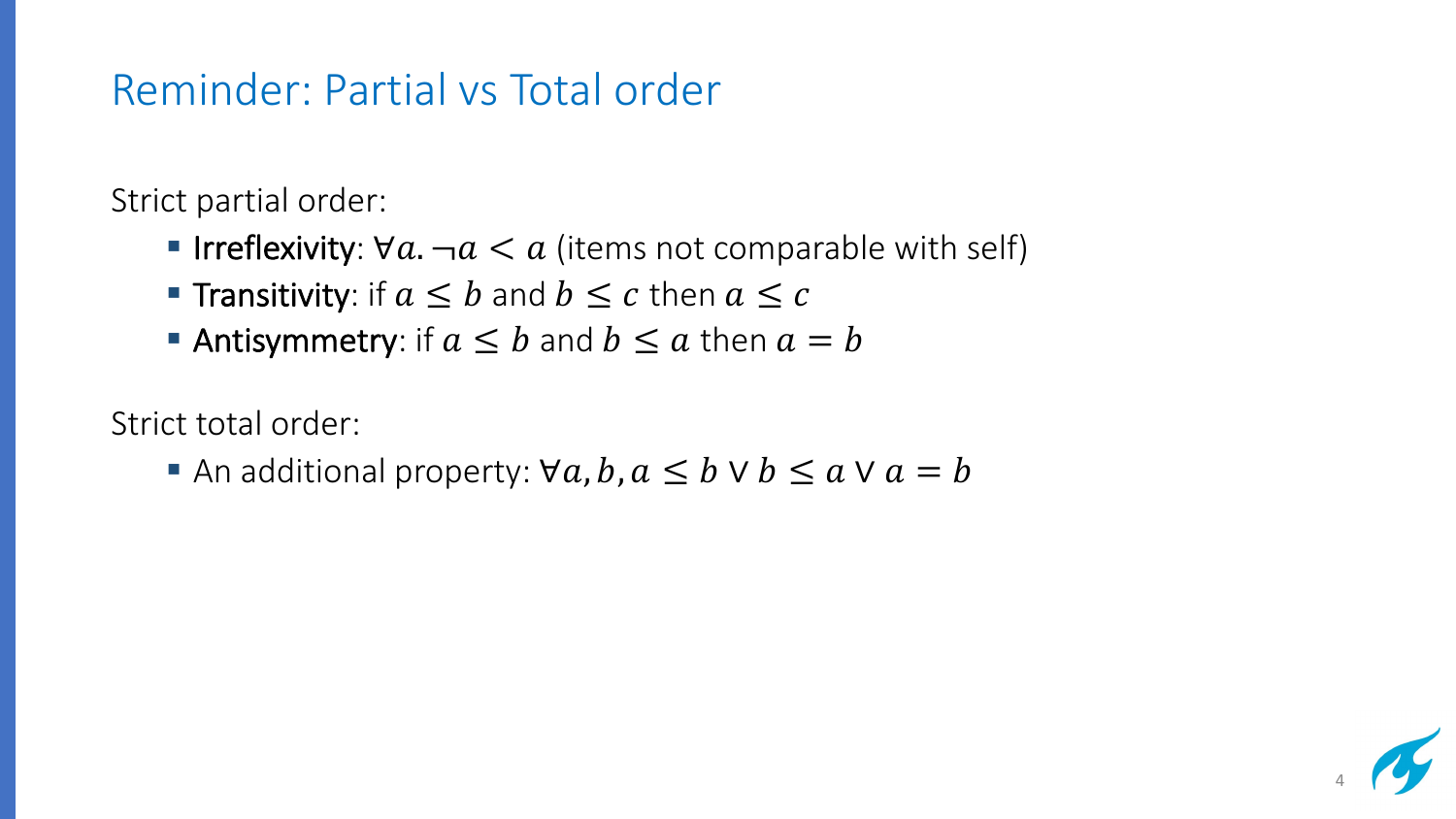# Reminder: Partial vs Total order

Strict partial order:

- **Irreflexivity**: $\forall a. \neg a < a$ (items not comparable with self)
- **Transitivity**: if $a \leq b$ and $b \leq c$ then $a \leq c$
- **Antisymmetry**: if $a \leq b$ and $b \leq a$ then $a = b$

Strict total order:

- An additional property: $\forall a, b, a \leq b \vee b \leq a \vee a = b$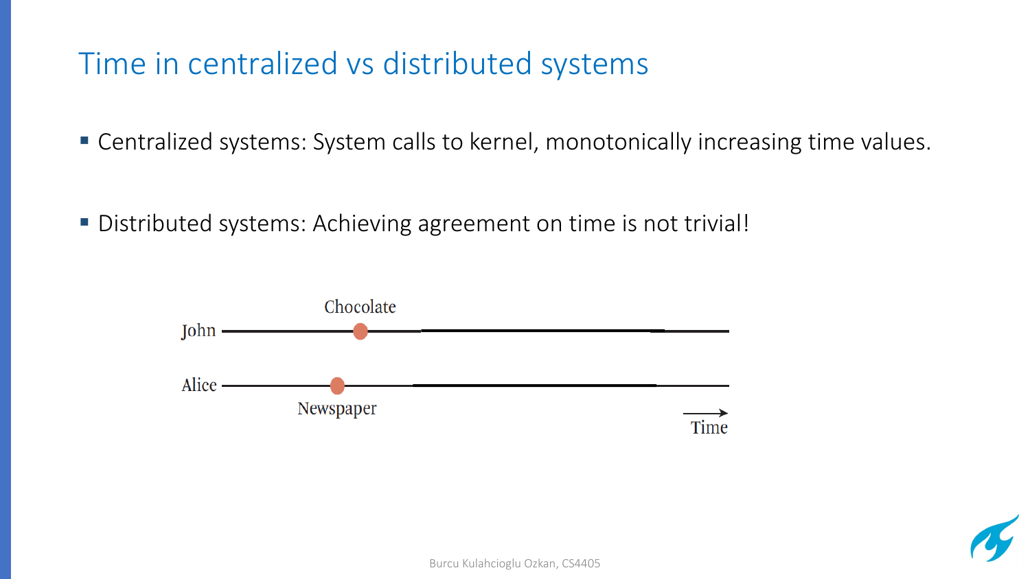# Time in centralized vs distributed systems

- Centralized systems: System calls to kernel, monotonically increasing time values.
- Distributed systems: Achieving agreement on time is not trivial!

John — Chocolate

Alice — Newspaper

Time →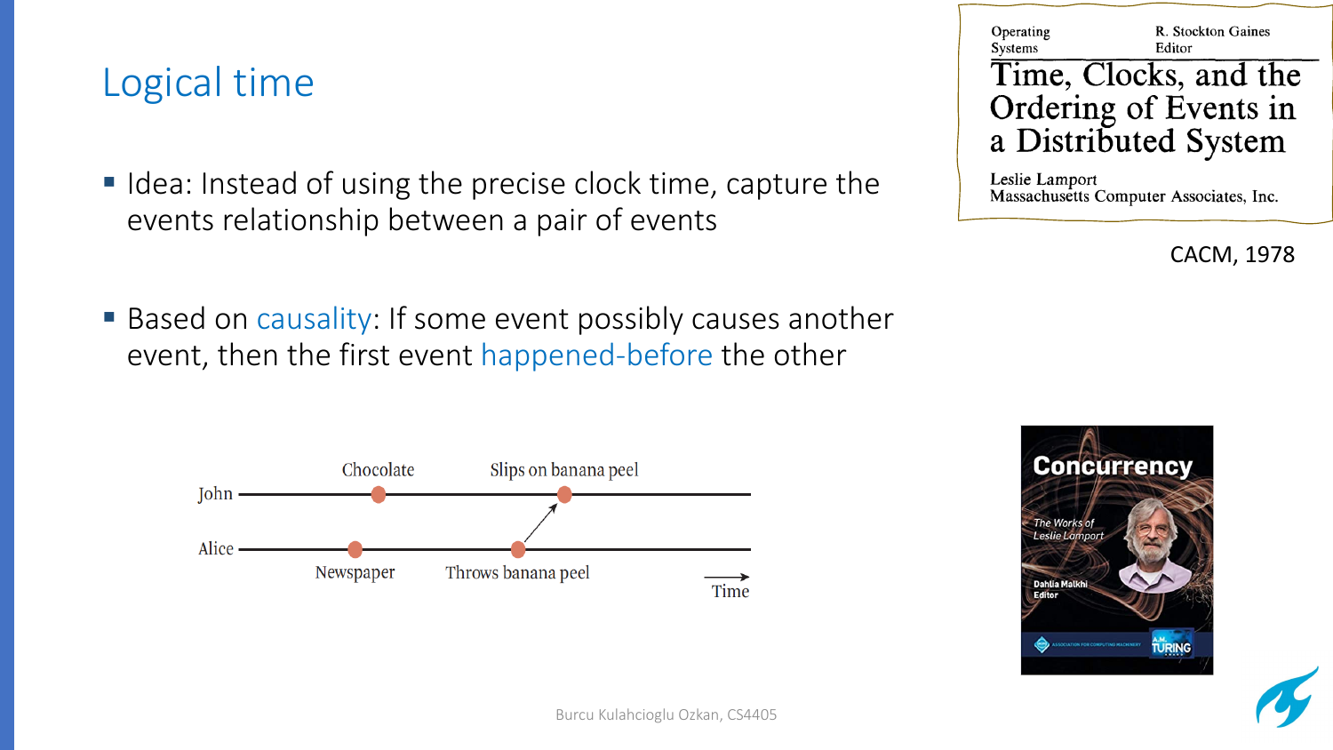# Logical time

- Idea: Instead of using the precise clock time, capture the events relationship between a pair of events
- Based on causality: If some event possibly causes another event, then the first event happened-before the other

Chocolate — Slips on banana peel

John

Alice

Newspaper — Throws banana peel

Time

Operating Systems — R. Stockton Gaines, Editor

**Time, Clocks, and the Ordering of Events in a Distributed System**

Leslie Lamport
Massachusetts Computer Associates, Inc.

CACM, 1978

Concurrency: The Works of Leslie Lamport
Dahlia Malkhi, Editor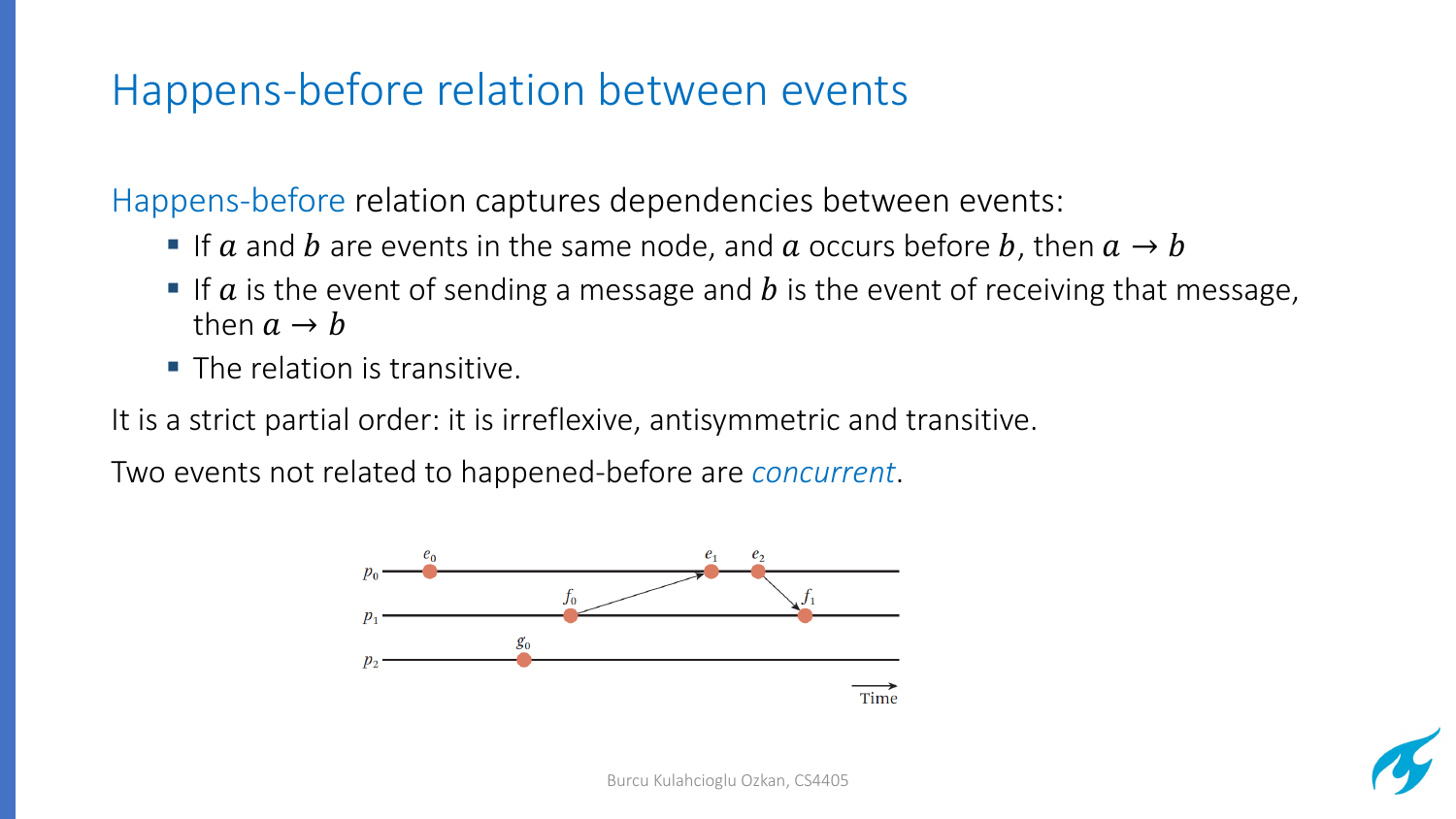# Happens-before relation between events

Happens-before relation captures dependencies between events:

- If $a$ and $b$ are events in the same node, and $a$ occurs before $b$, then $a \rightarrow b$
- If $a$ is the event of sending a message and $b$ is the event of receiving that message, then $a \rightarrow b$
- The relation is transitive.

It is a strict partial order: it is irreflexive, antisymmetric and transitive.

Two events not related to happened-before are *concurrent*.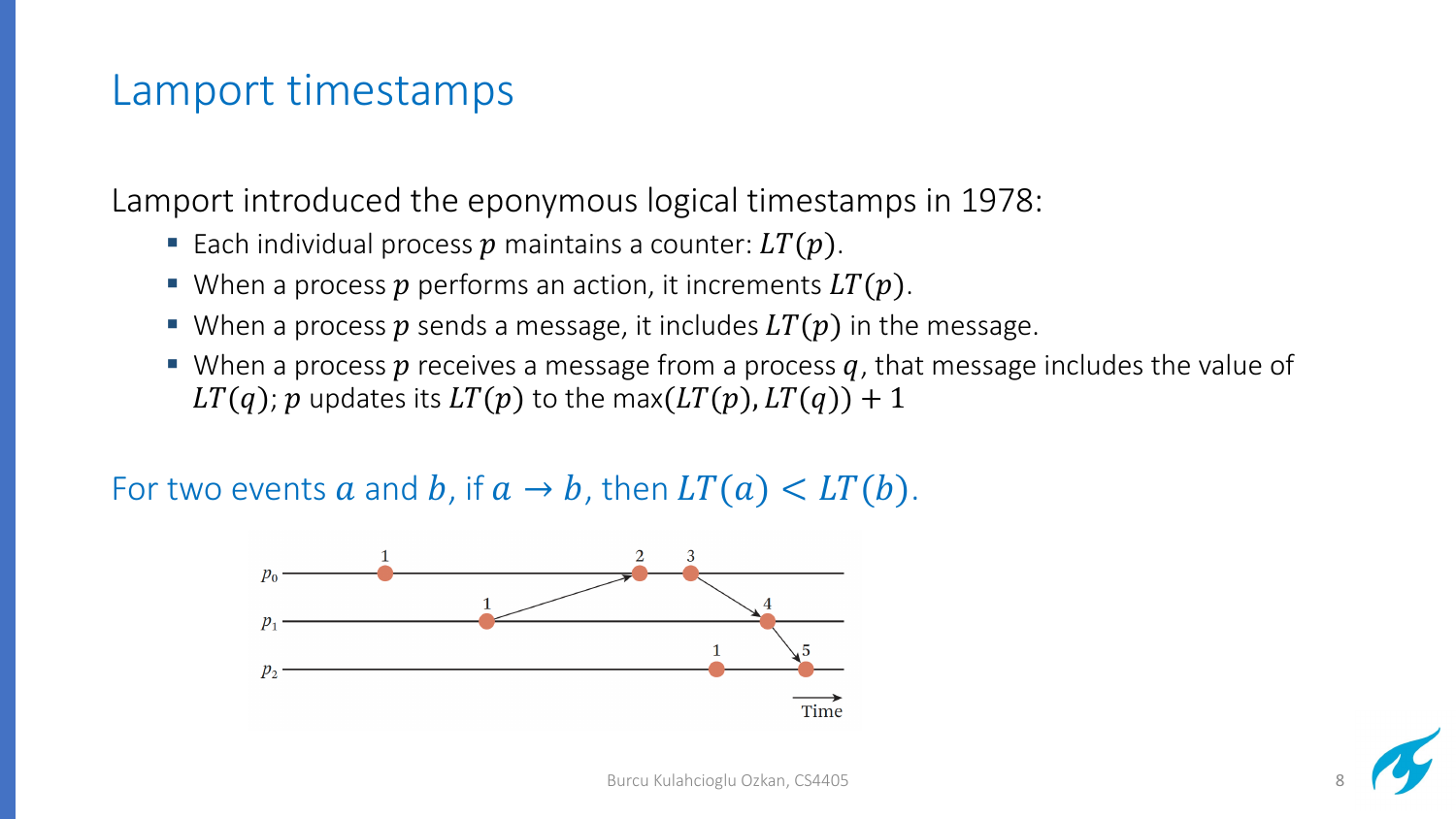# Lamport timestamps

Lamport introduced the eponymous logical timestamps in 1978:

- Each individual process $p$ maintains a counter: $LT(p)$.
- When a process $p$ performs an action, it increments $LT(p)$.
- When a process $p$ sends a message, it includes $LT(p)$ in the message.
- When a process $p$ receives a message from a process $q$, that message includes the value of $LT(q)$; $p$ updates its $LT(p)$ to the $\max(LT(p), LT(q)) + 1$

For two events $a$ and $b$, if $a \rightarrow b$, then $LT(a) < LT(b)$.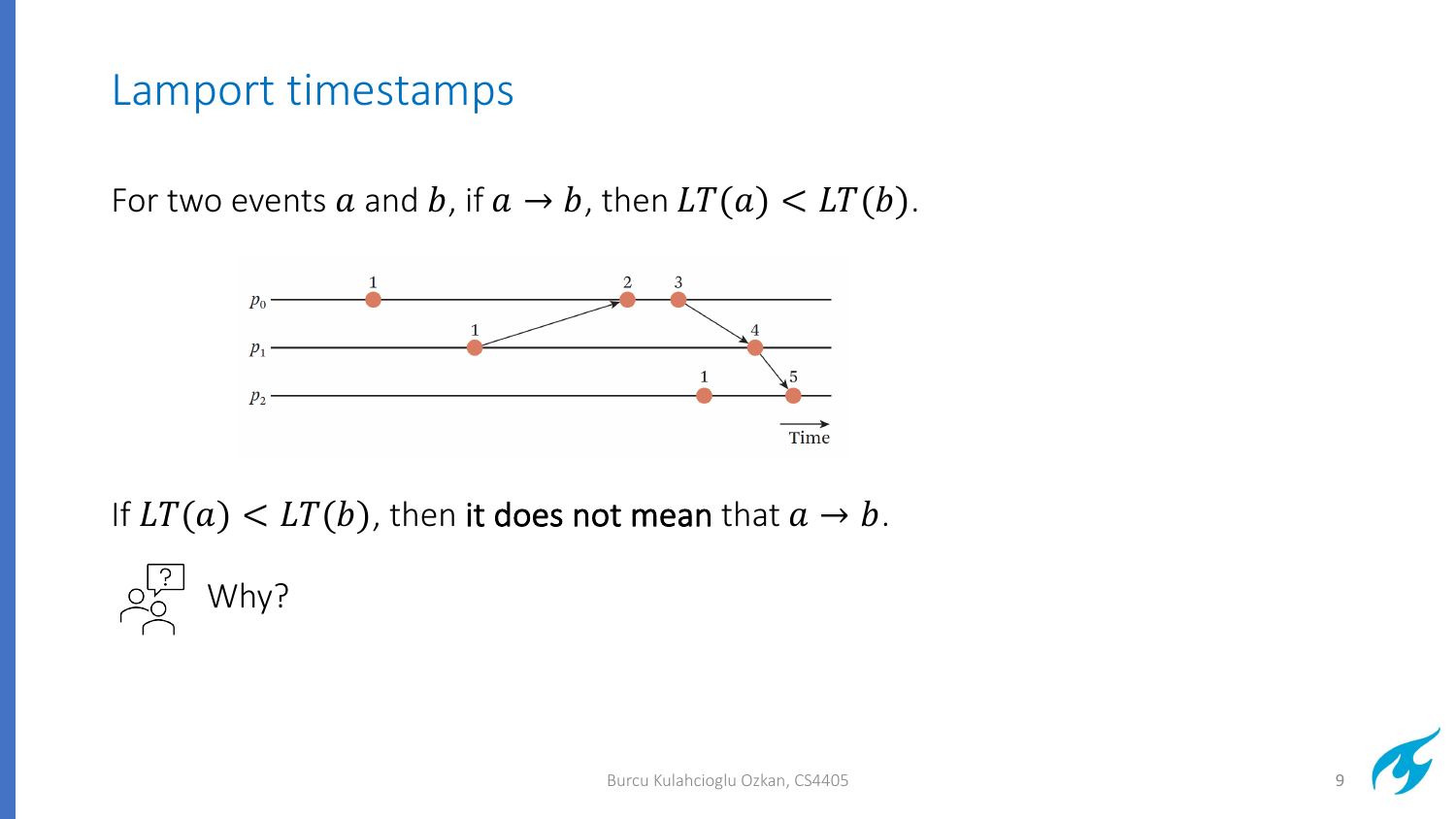# Lamport timestamps

For two events $a$ and $b$, if $a \rightarrow b$, then $LT(a) < LT(b)$.

If $LT(a) < LT(b)$, then **it does not mean** that $a \rightarrow b$.

Why?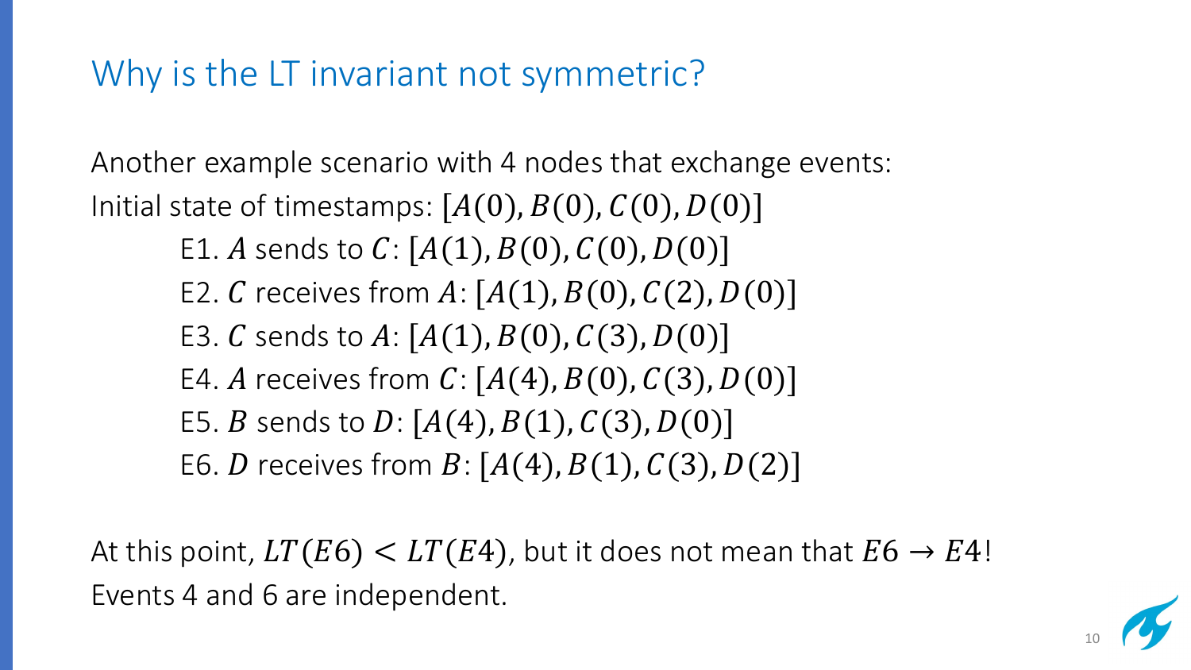# Why is the LT invariant not symmetric?

Another example scenario with 4 nodes that exchange events:

Initial state of timestamps: $[A(0), B(0), C(0), D(0)]$

- E1. $A$ sends to $C$: $[A(1), B(0), C(0), D(0)]$
- E2. $C$ receives from $A$: $[A(1), B(0), C(2), D(0)]$
- E3. $C$ sends to $A$: $[A(1), B(0), C(3), D(0)]$
- E4. $A$ receives from $C$: $[A(4), B(0), C(3), D(0)]$
- E5. $B$ sends to $D$: $[A(4), B(1), C(3), D(0)]$
- E6. $D$ receives from $B$: $[A(4), B(1), C(3), D(2)]$

At this point, $LT(E6) < LT(E4)$, but it does not mean that $E6 \rightarrow E4$!
Events 4 and 6 are independent.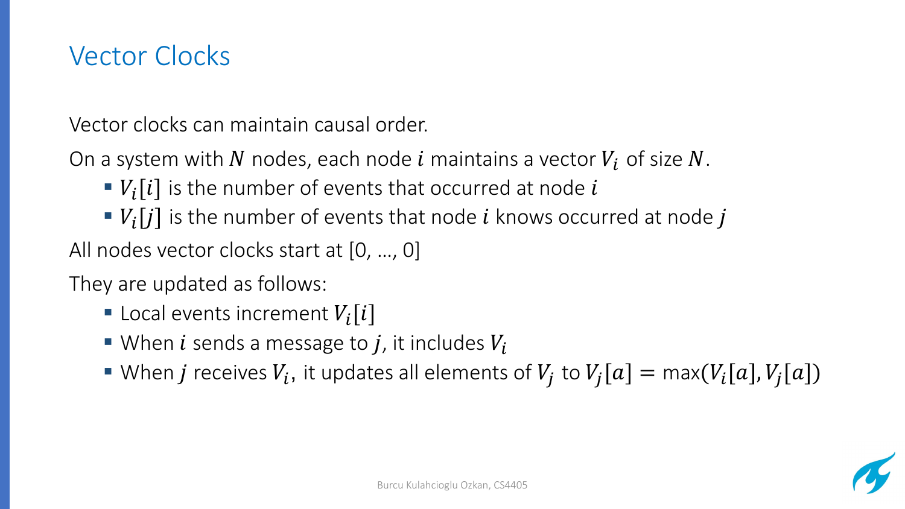# Vector Clocks

Vector clocks can maintain causal order.

On a system with $N$ nodes, each node $i$ maintains a vector $V_i$ of size $N$.

- $V_i[i]$ is the number of events that occurred at node $i$
- $V_i[j]$ is the number of events that node $i$ knows occurred at node $j$

All nodes vector clocks start at [0, …, 0]

They are updated as follows:

- Local events increment $V_i[i]$
- When $i$ sends a message to $j$, it includes $V_i$
- When $j$ receives $V_i$, it updates all elements of $V_j$ to $V_j[a] = \max(V_i[a], V_j[a])$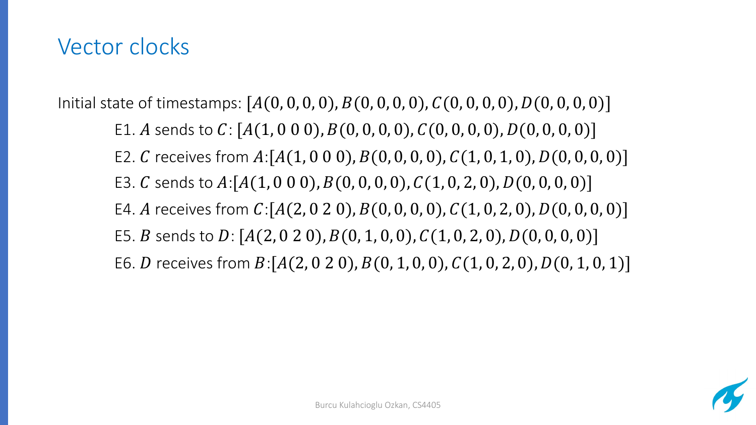# Vector clocks

Initial state of timestamps: $[A(0,0,0,0), B(0,0,0,0), C(0,0,0,0), D(0,0,0,0)]$

- E1. $A$ sends to $C$: $[A(1, 0\ 0\ 0), B(0,0,0,0), C(0,0,0,0), D(0,0,0,0)]$
- E2. $C$ receives from $A$:$[A(1, 0\ 0\ 0), B(0,0,0,0), C(1,0,1,0), D(0,0,0,0)]$
- E3. $C$ sends to $A$:$[A(1, 0\ 0\ 0), B(0,0,0,0), C(1,0,2,0), D(0,0,0,0)]$
- E4. $A$ receives from $C$:$[A(2, 0\ 2\ 0), B(0,0,0,0), C(1,0,2,0), D(0,0,0,0)]$
- E5. $B$ sends to $D$: $[A(2, 0\ 2\ 0), B(0,1,0,0), C(1,0,2,0), D(0,0,0,0)]$
- E6. $D$ receives from $B$:$[A(2, 0\ 2\ 0), B(0,1,0,0), C(1,0,2,0), D(0,1,0,1)]$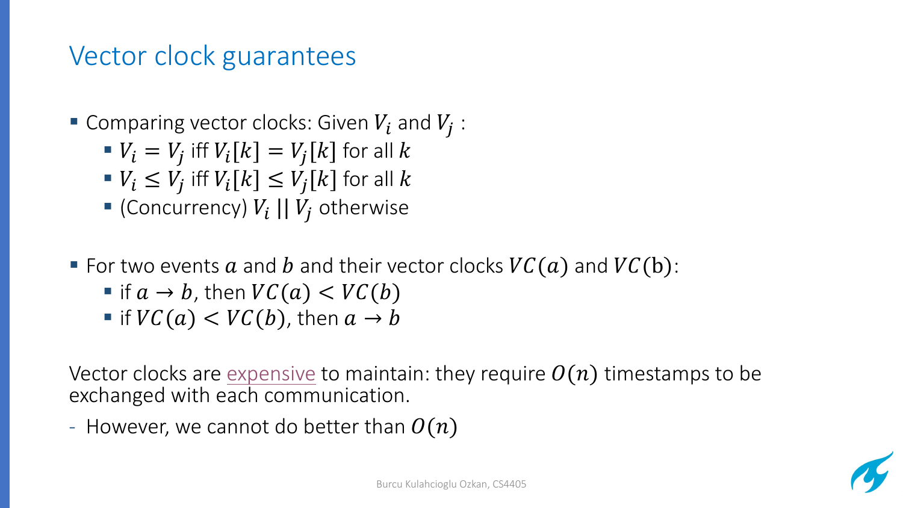# Vector clock guarantees

- Comparing vector clocks: Given $V_i$ and $V_j$ :
  - $V_i = V_j$ iff $V_i[k] = V_j[k]$ for all $k$
  - $V_i \leq V_j$ iff $V_i[k] \leq V_j[k]$ for all $k$
  - (Concurrency) $V_i \,||\, V_j$ otherwise

- For two events $a$ and $b$ and their vector clocks $VC(a)$ and $VC(\mathrm{b})$:
  - if $a \rightarrow b$, then $VC(a) < VC(b)$
  - if $VC(a) < VC(b)$, then $a \rightarrow b$

Vector clocks are expensive to maintain: they require $O(n)$ timestamps to be exchanged with each communication.

- However, we cannot do better than $O(n)$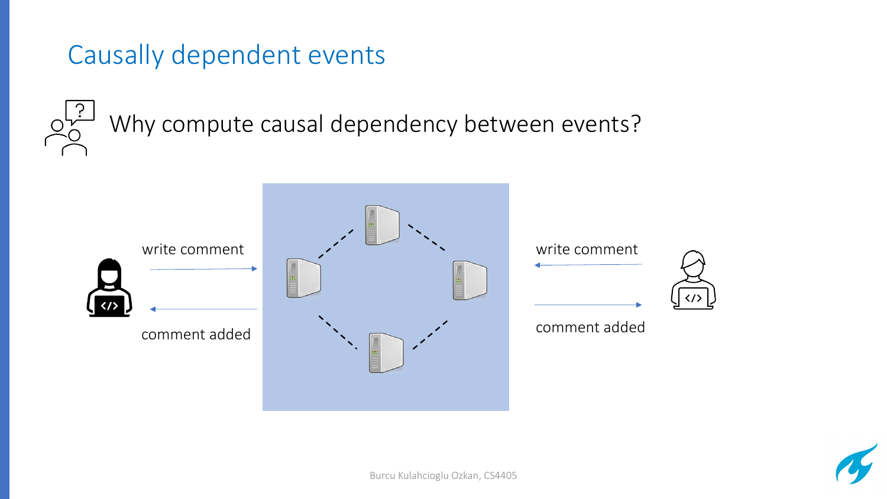# Causally dependent events

Why compute causal dependency between events?

write comment

comment added

write comment

comment added